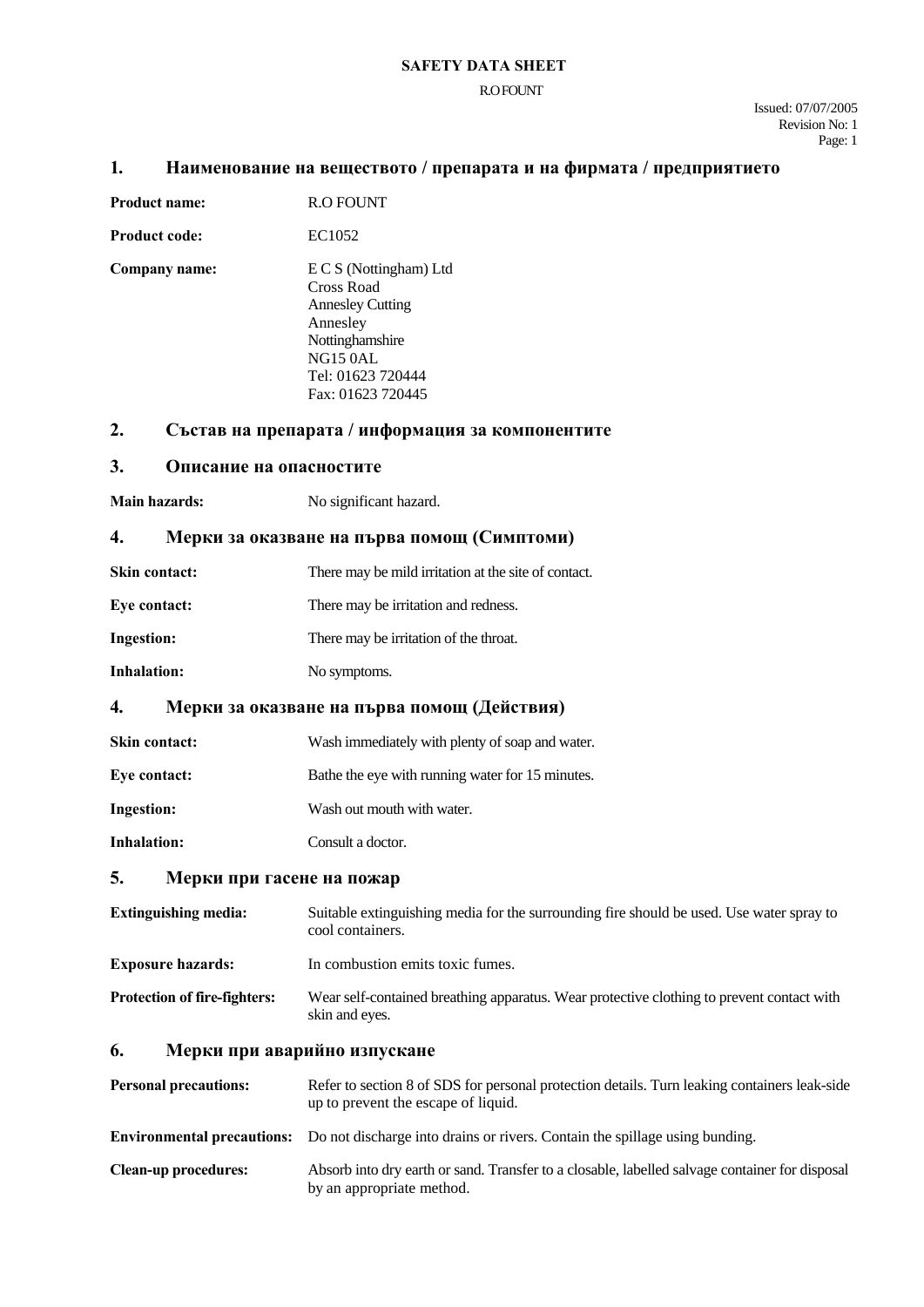# SAFETY DATA SHEET

R.O FOUNT

Issued: 07/07/2005
Revision No: 1

## 1. Наименование на веществото / препарата и на фирмата / предприятието

| | |
|---|---|
| **Product name:** | R.O FOUNT |
| **Product code:** | EC1052 |
| **Company name:** | E C S (Nottingham) Ltd<br>Cross Road<br>Annesley Cutting<br>Annesley<br>Nottinghamshire<br>NG15 0AL<br>Tel: 01623 720444<br>Fax: 01623 720445 |

## 2. Състав на препарата / информация за компонентите

## 3. Описание на опасностите

| | |
|---|---|
| **Main hazards:** | No significant hazard. |

## 4. Мерки за оказване на първа помощ (Симптоми)

| | |
|---|---|
| **Skin contact:** | There may be mild irritation at the site of contact. |
| **Eye contact:** | There may be irritation and redness. |
| **Ingestion:** | There may be irritation of the throat. |
| **Inhalation:** | No symptoms. |

## 4. Мерки за оказване на първа помощ (Действия)

| | |
|---|---|
| **Skin contact:** | Wash immediately with plenty of soap and water. |
| **Eye contact:** | Bathe the eye with running water for 15 minutes. |
| **Ingestion:** | Wash out mouth with water. |
| **Inhalation:** | Consult a doctor. |

## 5. Мерки при гасене на пожар

| | |
|---|---|
| **Extinguishing media:** | Suitable extinguishing media for the surrounding fire should be used. Use water spray to cool containers. |
| **Exposure hazards:** | In combustion emits toxic fumes. |
| **Protection of fire-fighters:** | Wear self-contained breathing apparatus. Wear protective clothing to prevent contact with skin and eyes. |

## 6. Мерки при аварийно изпускане

| | |
|---|---|
| **Personal precautions:** | Refer to section 8 of SDS for personal protection details. Turn leaking containers leak-side up to prevent the escape of liquid. |
| **Environmental precautions:** | Do not discharge into drains or rivers. Contain the spillage using bunding. |
| **Clean-up procedures:** | Absorb into dry earth or sand. Transfer to a closable, labelled salvage container for disposal by an appropriate method. |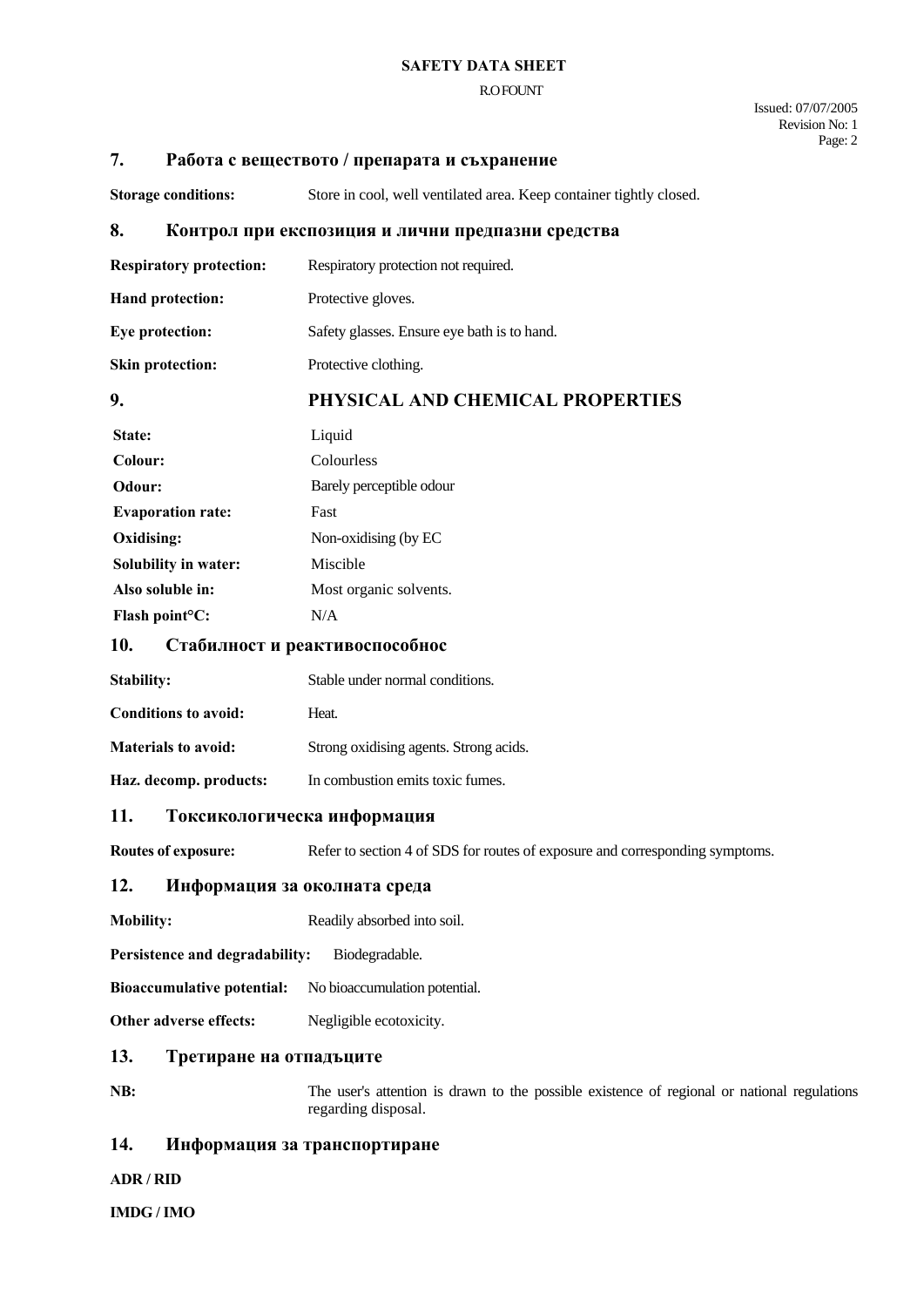## 7. Работа с веществото / препарата и съхранение

**Storage conditions:** Store in cool, well ventilated area. Keep container tightly closed.

## 8. Контрол при експозиция и лични предпазни средства

**Respiratory protection:** Respiratory protection not required.

**Hand protection:** Protective gloves.

**Eye protection:** Safety glasses. Ensure eye bath is to hand.

**Skin protection:** Protective clothing.

## 9. PHYSICAL AND CHEMICAL PROPERTIES

**State:** Liquid

**Colour:** Colourless

**Odour:** Barely perceptible odour

**Evaporation rate:** Fast

**Oxidising:** Non-oxidising (by EC

**Solubility in water:** Miscible

**Also soluble in:** Most organic solvents.

**Flash point°C:** N/A

## 10. Стабилност и реактивоспособнос

**Stability:** Stable under normal conditions.

**Conditions to avoid:** Heat.

**Materials to avoid:** Strong oxidising agents. Strong acids.

**Haz. decomp. products:** In combustion emits toxic fumes.

## 11. Токсикологическа информация

**Routes of exposure:** Refer to section 4 of SDS for routes of exposure and corresponding symptoms.

## 12. Информация за околната среда

**Mobility:** Readily absorbed into soil.

**Persistence and degradability:** Biodegradable.

**Bioaccumulative potential:** No bioaccumulation potential.

**Other adverse effects:** Negligible ecotoxicity.

## 13. Третиране на отпадъците

**NB:** The user's attention is drawn to the possible existence of regional or national regulations regarding disposal.

## 14. Информация за транспортиране

**ADR / RID**

**IMDG / IMO**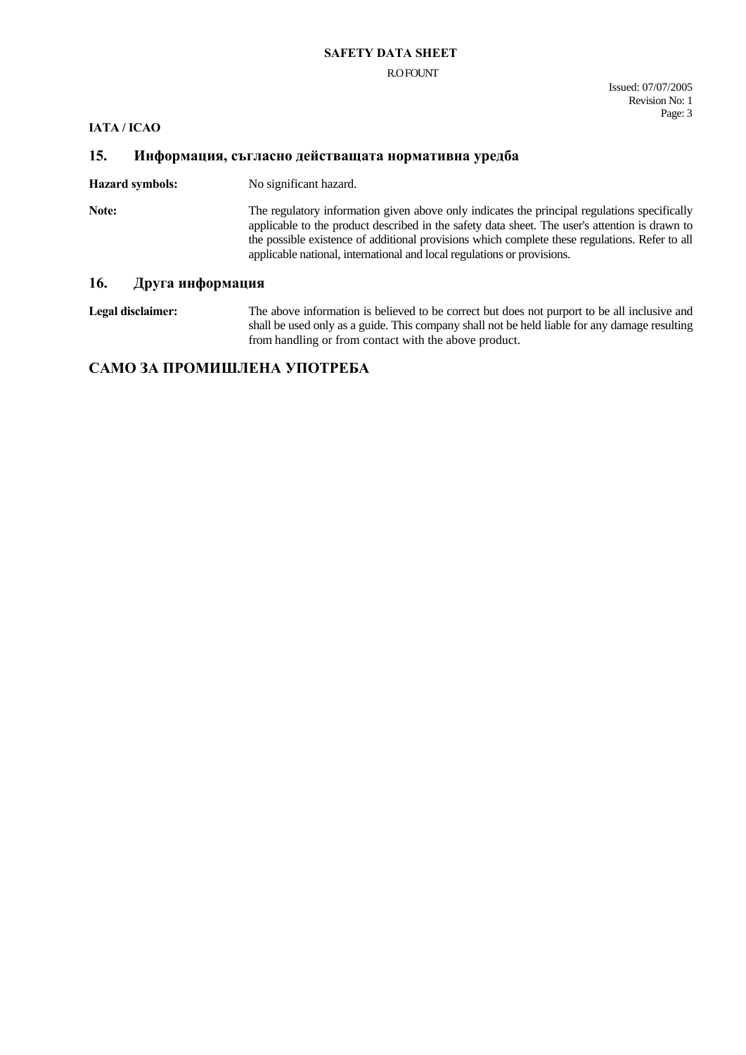**IATA / ICAO**

## 15. Информация, съгласно действащата нормативна уредба

**Hazard symbols:** No significant hazard.

**Note:** The regulatory information given above only indicates the principal regulations specifically applicable to the product described in the safety data sheet. The user's attention is drawn to the possible existence of additional provisions which complete these regulations. Refer to all applicable national, international and local regulations or provisions.

## 16. Друга информация

**Legal disclaimer:** The above information is believed to be correct but does not purport to be all inclusive and shall be used only as a guide. This company shall not be held liable for any damage resulting from handling or from contact with the above product.

## САМО ЗА ПРОМИШЛЕНА УПОТРЕБА